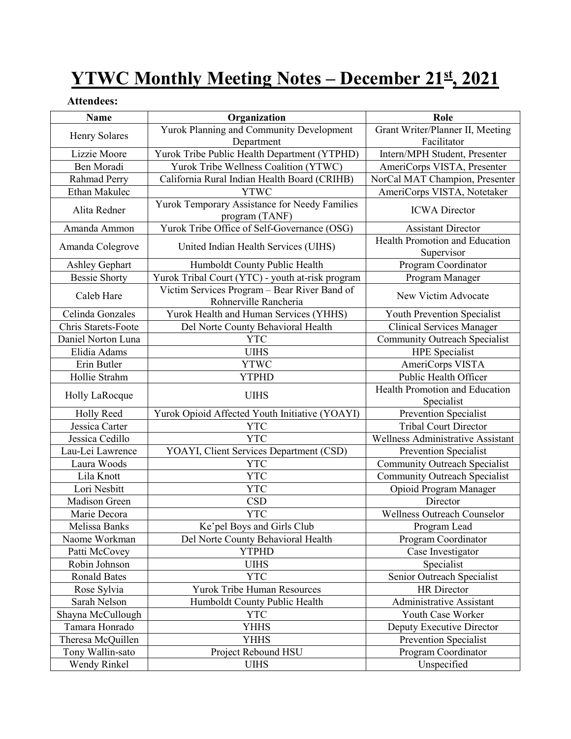# YTWC Monthly Meeting Notes – December 21st, 2021

**Attendees:**

| Name | Organization | Role |
|---|---|---|
| Henry Solares | Yurok Planning and Community Development Department | Grant Writer/Planner II, Meeting Facilitator |
| Lizzie Moore | Yurok Tribe Public Health Department (YTPHD) | Intern/MPH Student, Presenter |
| Ben Moradi | Yurok Tribe Wellness Coalition (YTWC) | AmeriCorps VISTA, Presenter |
| Rahmad Perry | California Rural Indian Health Board (CRIHB) | NorCal MAT Champion, Presenter |
| Ethan Makulec | YTWC | AmeriCorps VISTA, Notetaker |
| Alita Redner | Yurok Temporary Assistance for Needy Families program (TANF) | ICWA Director |
| Amanda Ammon | Yurok Tribe Office of Self-Governance (OSG) | Assistant Director |
| Amanda Colegrove | United Indian Health Services (UIHS) | Health Promotion and Education Supervisor |
| Ashley Gephart | Humboldt County Public Health | Program Coordinator |
| Bessie Shorty | Yurok Tribal Court (YTC) - youth at-risk program | Program Manager |
| Caleb Hare | Victim Services Program – Bear River Band of Rohnerville Rancheria | New Victim Advocate |
| Celinda Gonzales | Yurok Health and Human Services (YHHS) | Youth Prevention Specialist |
| Chris Starets-Foote | Del Norte County Behavioral Health | Clinical Services Manager |
| Daniel Norton Luna | YTC | Community Outreach Specialist |
| Elidia Adams | UIHS | HPE Specialist |
| Erin Butler | YTWC | AmeriCorps VISTA |
| Hollie Strahm | YTPHD | Public Health Officer |
| Holly LaRocque | UIHS | Health Promotion and Education Specialist |
| Holly Reed | Yurok Opioid Affected Youth Initiative (YOAYI) | Prevention Specialist |
| Jessica Carter | YTC | Tribal Court Director |
| Jessica Cedillo | YTC | Wellness Administrative Assistant |
| Lau-Lei Lawrence | YOAYI, Client Services Department (CSD) | Prevention Specialist |
| Laura Woods | YTC | Community Outreach Specialist |
| Lila Knott | YTC | Community Outreach Specialist |
| Lori Nesbitt | YTC | Opioid Program Manager |
| Madison Green | CSD | Director |
| Marie Decora | YTC | Wellness Outreach Counselor |
| Melissa Banks | Ke'pel Boys and Girls Club | Program Lead |
| Naome Workman | Del Norte County Behavioral Health | Program Coordinator |
| Patti McCovey | YTPHD | Case Investigator |
| Robin Johnson | UIHS | Specialist |
| Ronald Bates | YTC | Senior Outreach Specialist |
| Rose Sylvia | Yurok Tribe Human Resources | HR Director |
| Sarah Nelson | Humboldt County Public Health | Administrative Assistant |
| Shayna McCullough | YTC | Youth Case Worker |
| Tamara Honrado | YHHS | Deputy Executive Director |
| Theresa McQuillen | YHHS | Prevention Specialist |
| Tony Wallin-sato | Project Rebound HSU | Program Coordinator |
| Wendy Rinkel | UIHS | Unspecified |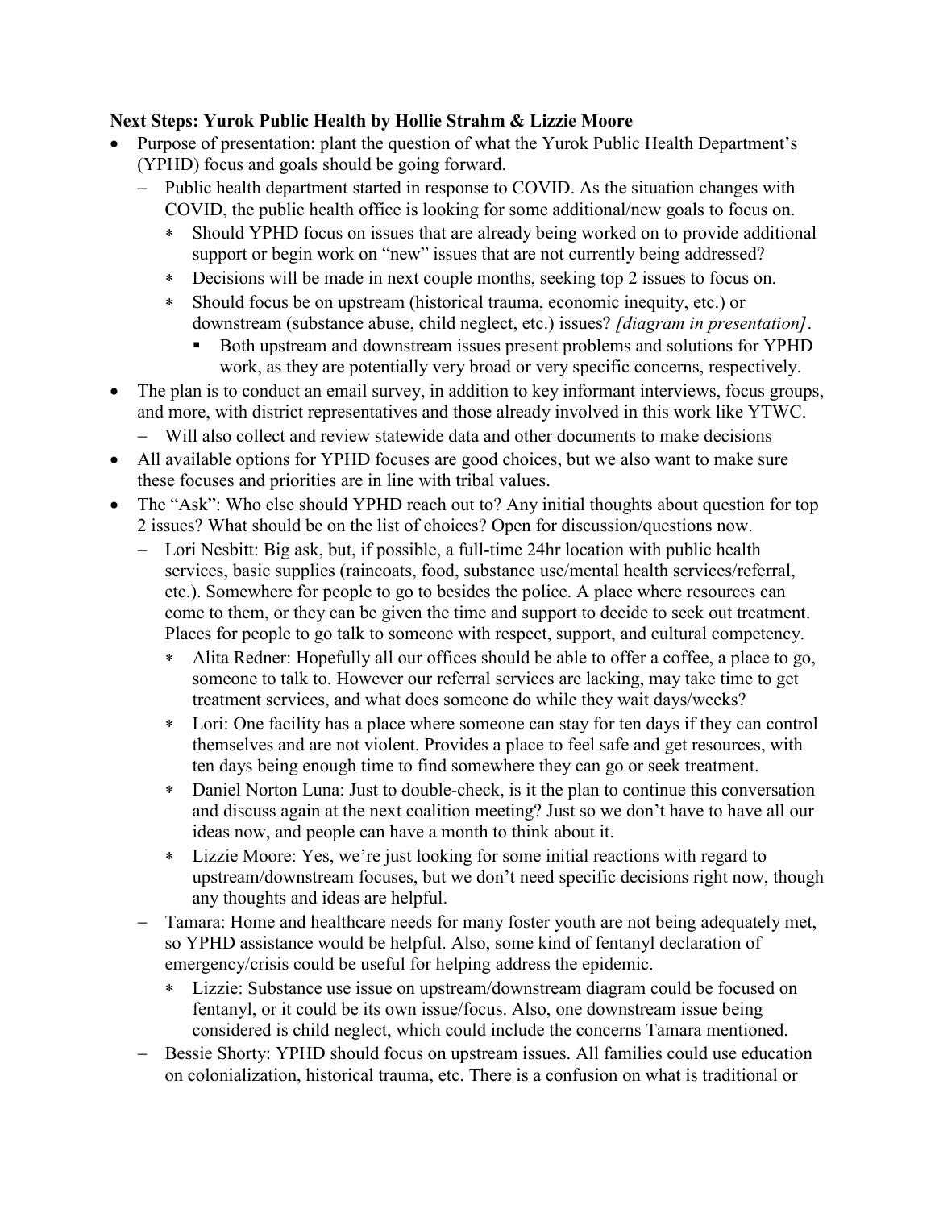**Next Steps: Yurok Public Health by Hollie Strahm & Lizzie Moore**

- Purpose of presentation: plant the question of what the Yurok Public Health Department's (YPHD) focus and goals should be going forward.
  - Public health department started in response to COVID. As the situation changes with COVID, the public health office is looking for some additional/new goals to focus on.
    - Should YPHD focus on issues that are already being worked on to provide additional support or begin work on "new" issues that are not currently being addressed?
    - Decisions will be made in next couple months, seeking top 2 issues to focus on.
    - Should focus be on upstream (historical trauma, economic inequity, etc.) or downstream (substance abuse, child neglect, etc.) issues? *[diagram in presentation]*.
      - Both upstream and downstream issues present problems and solutions for YPHD work, as they are potentially very broad or very specific concerns, respectively.
- The plan is to conduct an email survey, in addition to key informant interviews, focus groups, and more, with district representatives and those already involved in this work like YTWC.
  - Will also collect and review statewide data and other documents to make decisions
- All available options for YPHD focuses are good choices, but we also want to make sure these focuses and priorities are in line with tribal values.
- The "Ask": Who else should YPHD reach out to? Any initial thoughts about question for top 2 issues? What should be on the list of choices? Open for discussion/questions now.
  - Lori Nesbitt: Big ask, but, if possible, a full-time 24hr location with public health services, basic supplies (raincoats, food, substance use/mental health services/referral, etc.). Somewhere for people to go to besides the police. A place where resources can come to them, or they can be given the time and support to decide to seek out treatment. Places for people to go talk to someone with respect, support, and cultural competency.
    - Alita Redner: Hopefully all our offices should be able to offer a coffee, a place to go, someone to talk to. However our referral services are lacking, may take time to get treatment services, and what does someone do while they wait days/weeks?
    - Lori: One facility has a place where someone can stay for ten days if they can control themselves and are not violent. Provides a place to feel safe and get resources, with ten days being enough time to find somewhere they can go or seek treatment.
    - Daniel Norton Luna: Just to double-check, is it the plan to continue this conversation and discuss again at the next coalition meeting? Just so we don't have to have all our ideas now, and people can have a month to think about it.
    - Lizzie Moore: Yes, we're just looking for some initial reactions with regard to upstream/downstream focuses, but we don't need specific decisions right now, though any thoughts and ideas are helpful.
  - Tamara: Home and healthcare needs for many foster youth are not being adequately met, so YPHD assistance would be helpful. Also, some kind of fentanyl declaration of emergency/crisis could be useful for helping address the epidemic.
    - Lizzie: Substance use issue on upstream/downstream diagram could be focused on fentanyl, or it could be its own issue/focus. Also, one downstream issue being considered is child neglect, which could include the concerns Tamara mentioned.
  - Bessie Shorty: YPHD should focus on upstream issues. All families could use education on colonialization, historical trauma, etc. There is a confusion on what is traditional or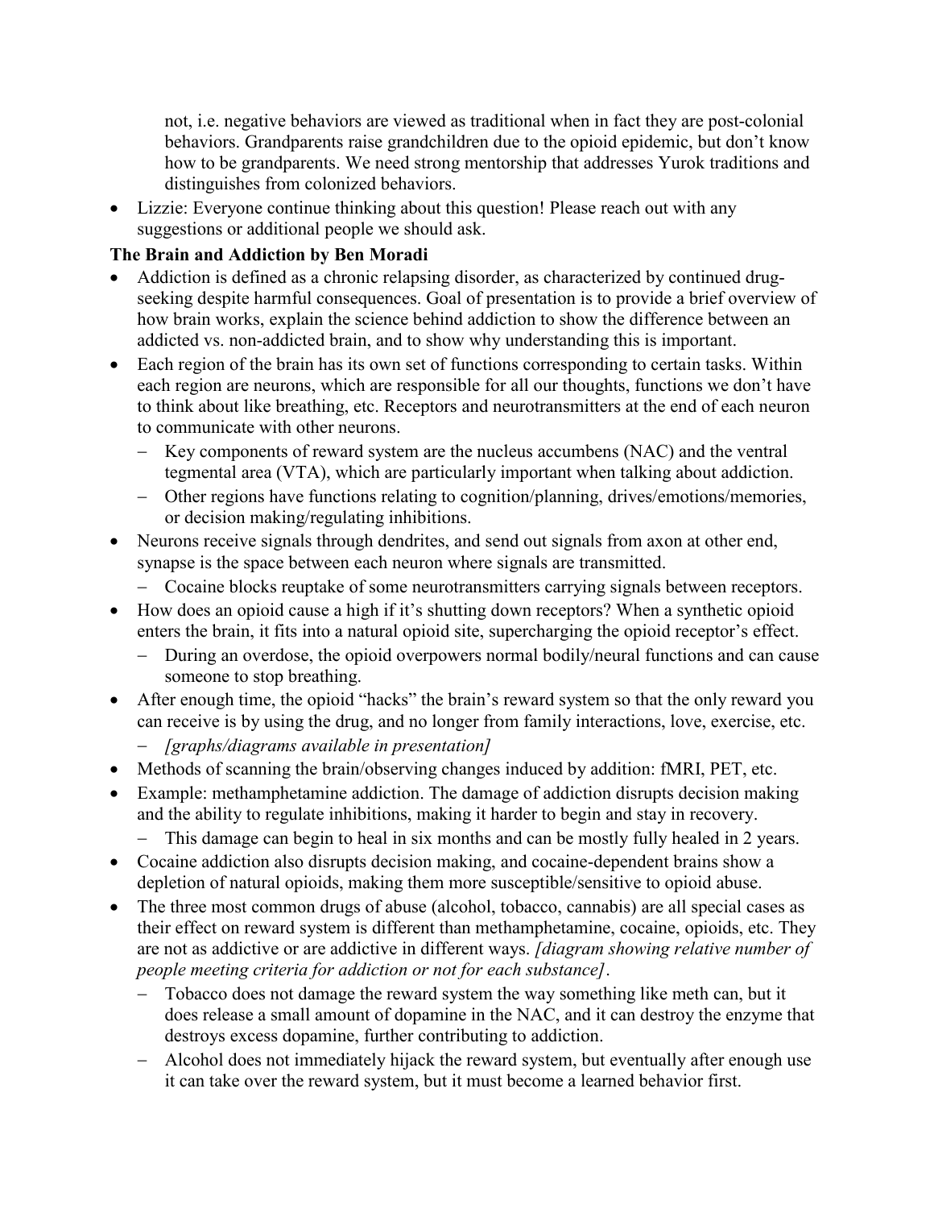not, i.e. negative behaviors are viewed as traditional when in fact they are post-colonial behaviors. Grandparents raise grandchildren due to the opioid epidemic, but don't know how to be grandparents. We need strong mentorship that addresses Yurok traditions and distinguishes from colonized behaviors.

- Lizzie: Everyone continue thinking about this question! Please reach out with any suggestions or additional people we should ask.

**The Brain and Addiction by Ben Moradi**

- Addiction is defined as a chronic relapsing disorder, as characterized by continued drug-seeking despite harmful consequences. Goal of presentation is to provide a brief overview of how brain works, explain the science behind addiction to show the difference between an addicted vs. non-addicted brain, and to show why understanding this is important.
- Each region of the brain has its own set of functions corresponding to certain tasks. Within each region are neurons, which are responsible for all our thoughts, functions we don't have to think about like breathing, etc. Receptors and neurotransmitters at the end of each neuron to communicate with other neurons.
  - Key components of reward system are the nucleus accumbens (NAC) and the ventral tegmental area (VTA), which are particularly important when talking about addiction.
  - Other regions have functions relating to cognition/planning, drives/emotions/memories, or decision making/regulating inhibitions.
- Neurons receive signals through dendrites, and send out signals from axon at other end, synapse is the space between each neuron where signals are transmitted.
  - Cocaine blocks reuptake of some neurotransmitters carrying signals between receptors.
- How does an opioid cause a high if it's shutting down receptors? When a synthetic opioid enters the brain, it fits into a natural opioid site, supercharging the opioid receptor's effect.
  - During an overdose, the opioid overpowers normal bodily/neural functions and can cause someone to stop breathing.
- After enough time, the opioid "hacks" the brain's reward system so that the only reward you can receive is by using the drug, and no longer from family interactions, love, exercise, etc.
  - *[graphs/diagrams available in presentation]*
- Methods of scanning the brain/observing changes induced by addition: fMRI, PET, etc.
- Example: methamphetamine addiction. The damage of addiction disrupts decision making and the ability to regulate inhibitions, making it harder to begin and stay in recovery.
  - This damage can begin to heal in six months and can be mostly fully healed in 2 years.
- Cocaine addiction also disrupts decision making, and cocaine-dependent brains show a depletion of natural opioids, making them more susceptible/sensitive to opioid abuse.
- The three most common drugs of abuse (alcohol, tobacco, cannabis) are all special cases as their effect on reward system is different than methamphetamine, cocaine, opioids, etc. They are not as addictive or are addictive in different ways. *[diagram showing relative number of people meeting criteria for addiction or not for each substance]*.
  - Tobacco does not damage the reward system the way something like meth can, but it does release a small amount of dopamine in the NAC, and it can destroy the enzyme that destroys excess dopamine, further contributing to addiction.
  - Alcohol does not immediately hijack the reward system, but eventually after enough use it can take over the reward system, but it must become a learned behavior first.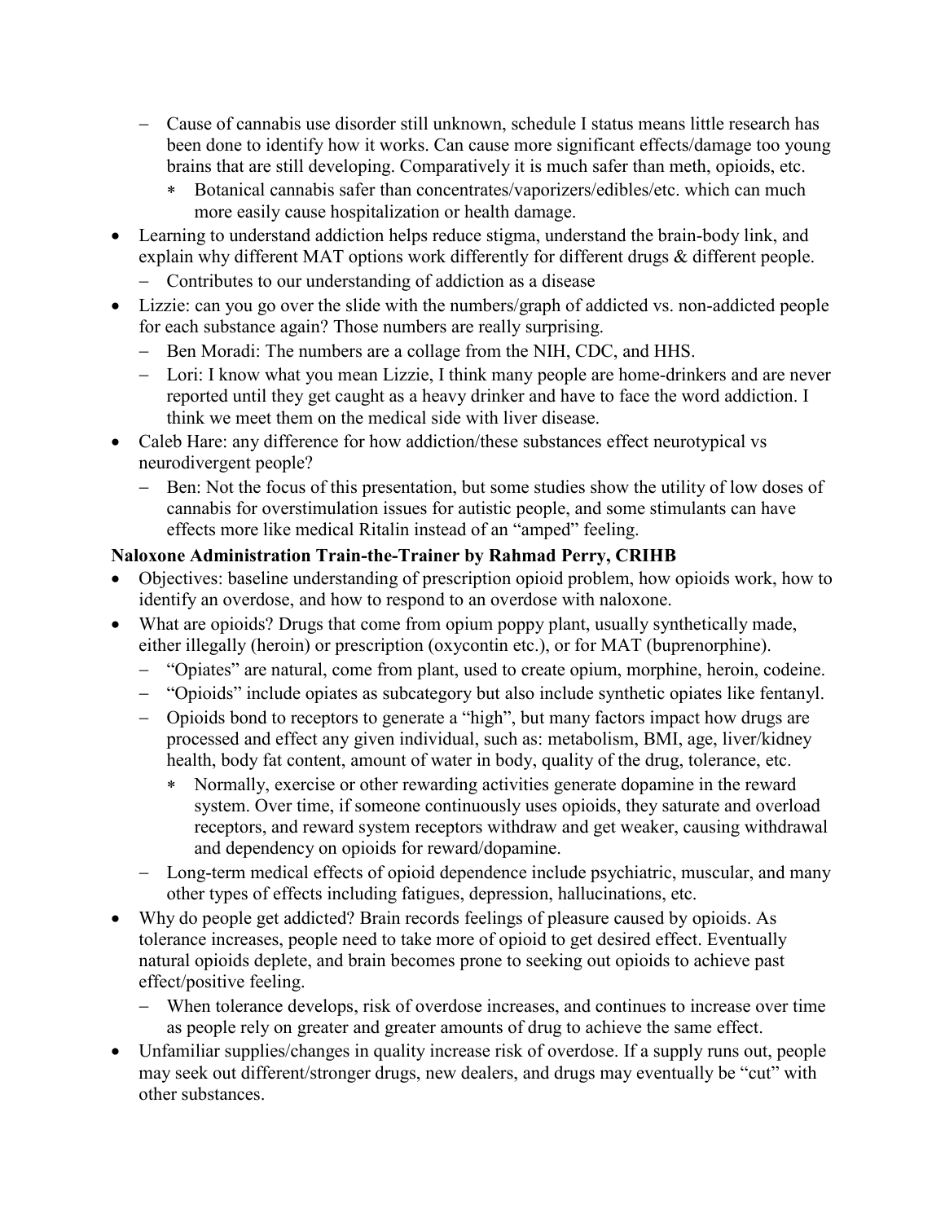- Cause of cannabis use disorder still unknown, schedule I status means little research has been done to identify how it works. Can cause more significant effects/damage too young brains that are still developing. Comparatively it is much safer than meth, opioids, etc.
  - Botanical cannabis safer than concentrates/vaporizers/edibles/etc. which can much more easily cause hospitalization or health damage.
- Learning to understand addiction helps reduce stigma, understand the brain-body link, and explain why different MAT options work differently for different drugs & different people.
  - Contributes to our understanding of addiction as a disease
- Lizzie: can you go over the slide with the numbers/graph of addicted vs. non-addicted people for each substance again? Those numbers are really surprising.
  - Ben Moradi: The numbers are a collage from the NIH, CDC, and HHS.
  - Lori: I know what you mean Lizzie, I think many people are home-drinkers and are never reported until they get caught as a heavy drinker and have to face the word addiction. I think we meet them on the medical side with liver disease.
- Caleb Hare: any difference for how addiction/these substances effect neurotypical vs neurodivergent people?
  - Ben: Not the focus of this presentation, but some studies show the utility of low doses of cannabis for overstimulation issues for autistic people, and some stimulants can have effects more like medical Ritalin instead of an "amped" feeling.

**Naloxone Administration Train-the-Trainer by Rahmad Perry, CRIHB**

- Objectives: baseline understanding of prescription opioid problem, how opioids work, how to identify an overdose, and how to respond to an overdose with naloxone.
- What are opioids? Drugs that come from opium poppy plant, usually synthetically made, either illegally (heroin) or prescription (oxycontin etc.), or for MAT (buprenorphine).
  - "Opiates" are natural, come from plant, used to create opium, morphine, heroin, codeine.
  - "Opioids" include opiates as subcategory but also include synthetic opiates like fentanyl.
  - Opioids bond to receptors to generate a "high", but many factors impact how drugs are processed and effect any given individual, such as: metabolism, BMI, age, liver/kidney health, body fat content, amount of water in body, quality of the drug, tolerance, etc.
    - Normally, exercise or other rewarding activities generate dopamine in the reward system. Over time, if someone continuously uses opioids, they saturate and overload receptors, and reward system receptors withdraw and get weaker, causing withdrawal and dependency on opioids for reward/dopamine.
  - Long-term medical effects of opioid dependence include psychiatric, muscular, and many other types of effects including fatigues, depression, hallucinations, etc.
- Why do people get addicted? Brain records feelings of pleasure caused by opioids. As tolerance increases, people need to take more of opioid to get desired effect. Eventually natural opioids deplete, and brain becomes prone to seeking out opioids to achieve past effect/positive feeling.
  - When tolerance develops, risk of overdose increases, and continues to increase over time as people rely on greater and greater amounts of drug to achieve the same effect.
- Unfamiliar supplies/changes in quality increase risk of overdose. If a supply runs out, people may seek out different/stronger drugs, new dealers, and drugs may eventually be "cut" with other substances.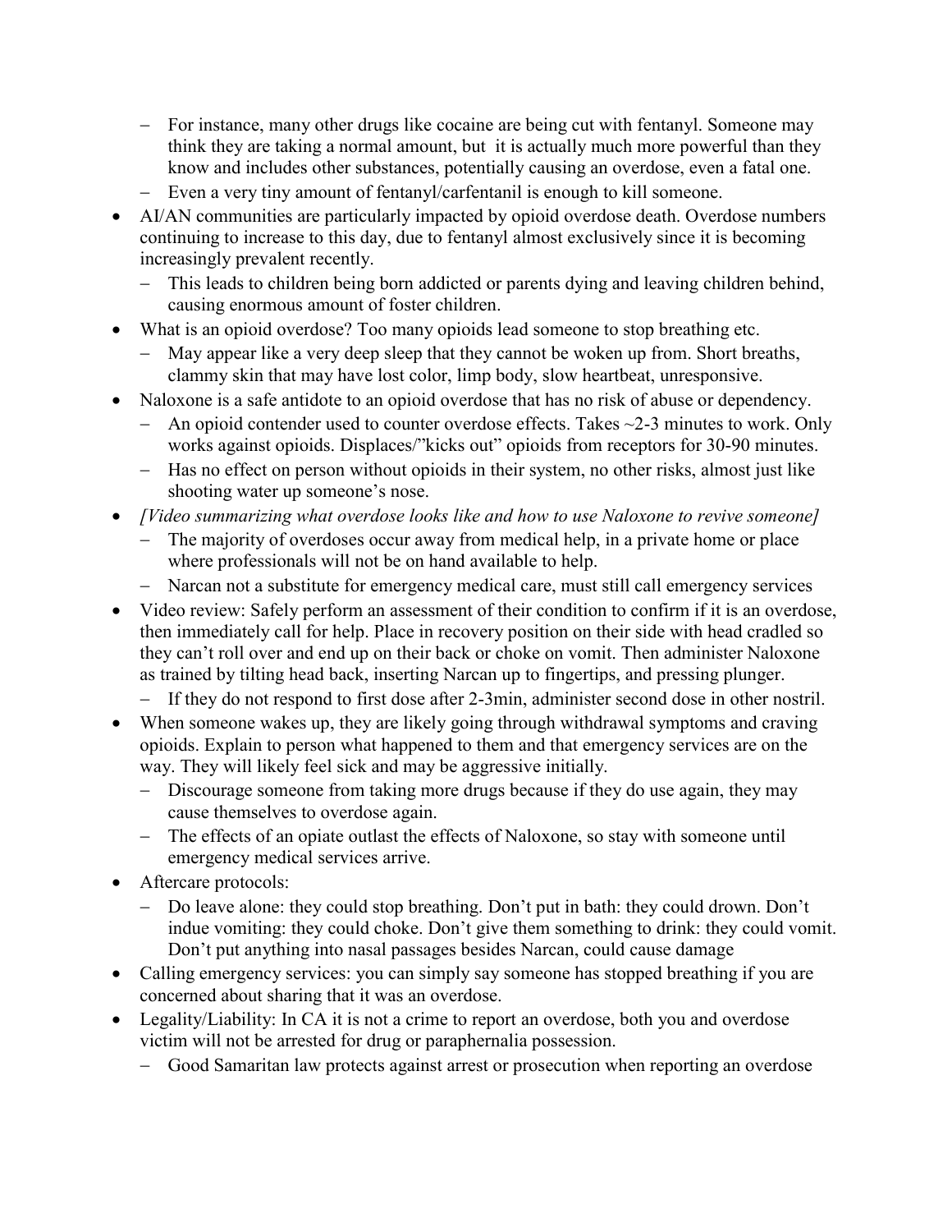- For instance, many other drugs like cocaine are being cut with fentanyl. Someone may think they are taking a normal amount, but  it is actually much more powerful than they know and includes other substances, potentially causing an overdose, even a fatal one.
  - Even a very tiny amount of fentanyl/carfentanil is enough to kill someone.
- AI/AN communities are particularly impacted by opioid overdose death. Overdose numbers continuing to increase to this day, due to fentanyl almost exclusively since it is becoming increasingly prevalent recently.
  - This leads to children being born addicted or parents dying and leaving children behind, causing enormous amount of foster children.
- What is an opioid overdose? Too many opioids lead someone to stop breathing etc.
  - May appear like a very deep sleep that they cannot be woken up from. Short breaths, clammy skin that may have lost color, limp body, slow heartbeat, unresponsive.
- Naloxone is a safe antidote to an opioid overdose that has no risk of abuse or dependency.
  - An opioid contender used to counter overdose effects. Takes ~2-3 minutes to work. Only works against opioids. Displaces/"kicks out" opioids from receptors for 30-90 minutes.
  - Has no effect on person without opioids in their system, no other risks, almost just like shooting water up someone's nose.
- *[Video summarizing what overdose looks like and how to use Naloxone to revive someone]*
  - The majority of overdoses occur away from medical help, in a private home or place where professionals will not be on hand available to help.
  - Narcan not a substitute for emergency medical care, must still call emergency services
- Video review: Safely perform an assessment of their condition to confirm if it is an overdose, then immediately call for help. Place in recovery position on their side with head cradled so they can't roll over and end up on their back or choke on vomit. Then administer Naloxone as trained by tilting head back, inserting Narcan up to fingertips, and pressing plunger.
  - If they do not respond to first dose after 2-3min, administer second dose in other nostril.
- When someone wakes up, they are likely going through withdrawal symptoms and craving opioids. Explain to person what happened to them and that emergency services are on the way. They will likely feel sick and may be aggressive initially.
  - Discourage someone from taking more drugs because if they do use again, they may cause themselves to overdose again.
  - The effects of an opiate outlast the effects of Naloxone, so stay with someone until emergency medical services arrive.
- Aftercare protocols:
  - Do leave alone: they could stop breathing. Don't put in bath: they could drown. Don't indue vomiting: they could choke. Don't give them something to drink: they could vomit. Don't put anything into nasal passages besides Narcan, could cause damage
- Calling emergency services: you can simply say someone has stopped breathing if you are concerned about sharing that it was an overdose.
- Legality/Liability: In CA it is not a crime to report an overdose, both you and overdose victim will not be arrested for drug or paraphernalia possession.
  - Good Samaritan law protects against arrest or prosecution when reporting an overdose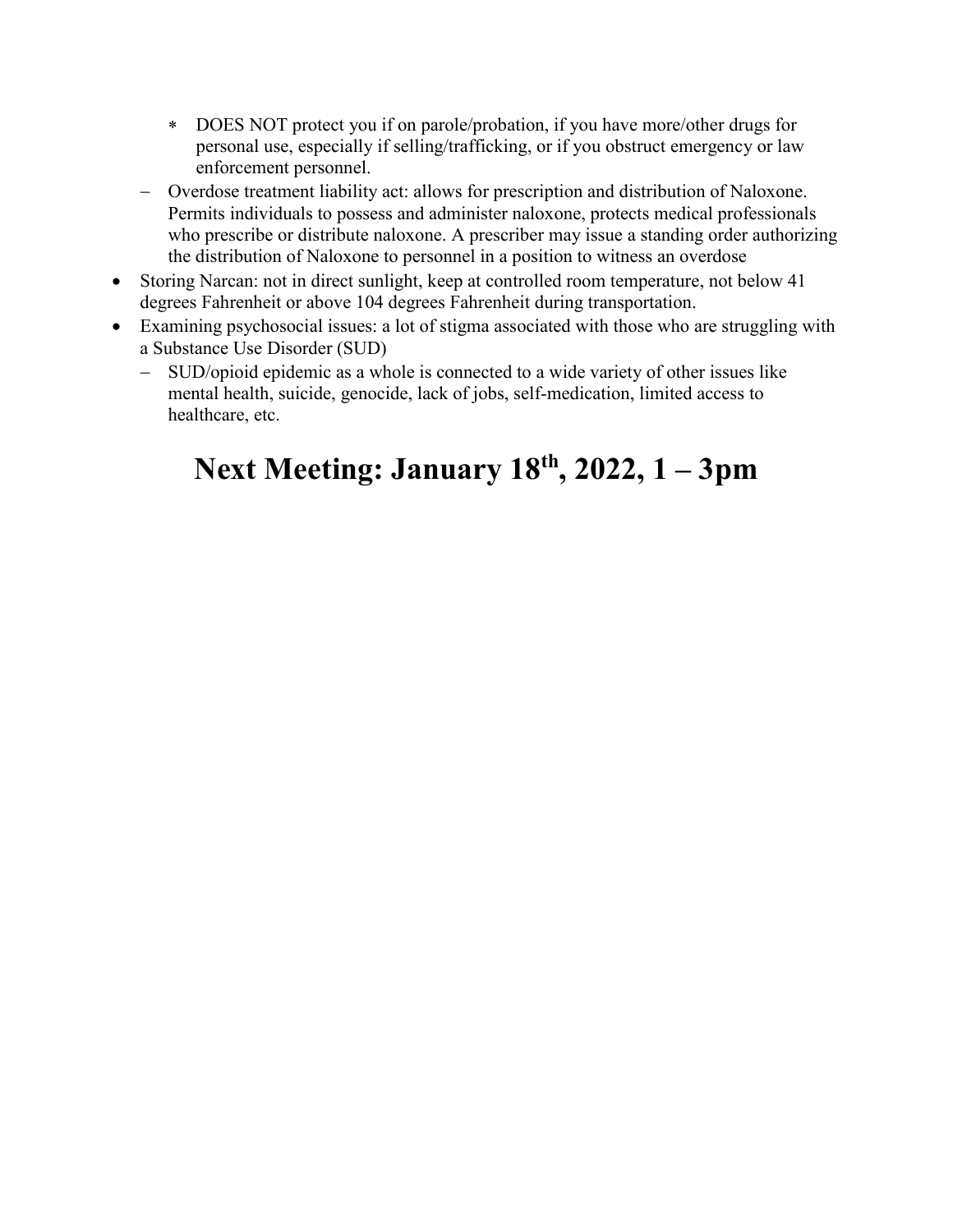- DOES NOT protect you if on parole/probation, if you have more/other drugs for personal use, especially if selling/trafficking, or if you obstruct emergency or law enforcement personnel.
    - Overdose treatment liability act: allows for prescription and distribution of Naloxone. Permits individuals to possess and administer naloxone, protects medical professionals who prescribe or distribute naloxone. A prescriber may issue a standing order authorizing the distribution of Naloxone to personnel in a position to witness an overdose
- Storing Narcan: not in direct sunlight, keep at controlled room temperature, not below 41 degrees Fahrenheit or above 104 degrees Fahrenheit during transportation.
- Examining psychosocial issues: a lot of stigma associated with those who are struggling with a Substance Use Disorder (SUD)
    - SUD/opioid epidemic as a whole is connected to a wide variety of other issues like mental health, suicide, genocide, lack of jobs, self-medication, limited access to healthcare, etc.

# Next Meeting: January 18th, 2022, 1 – 3pm